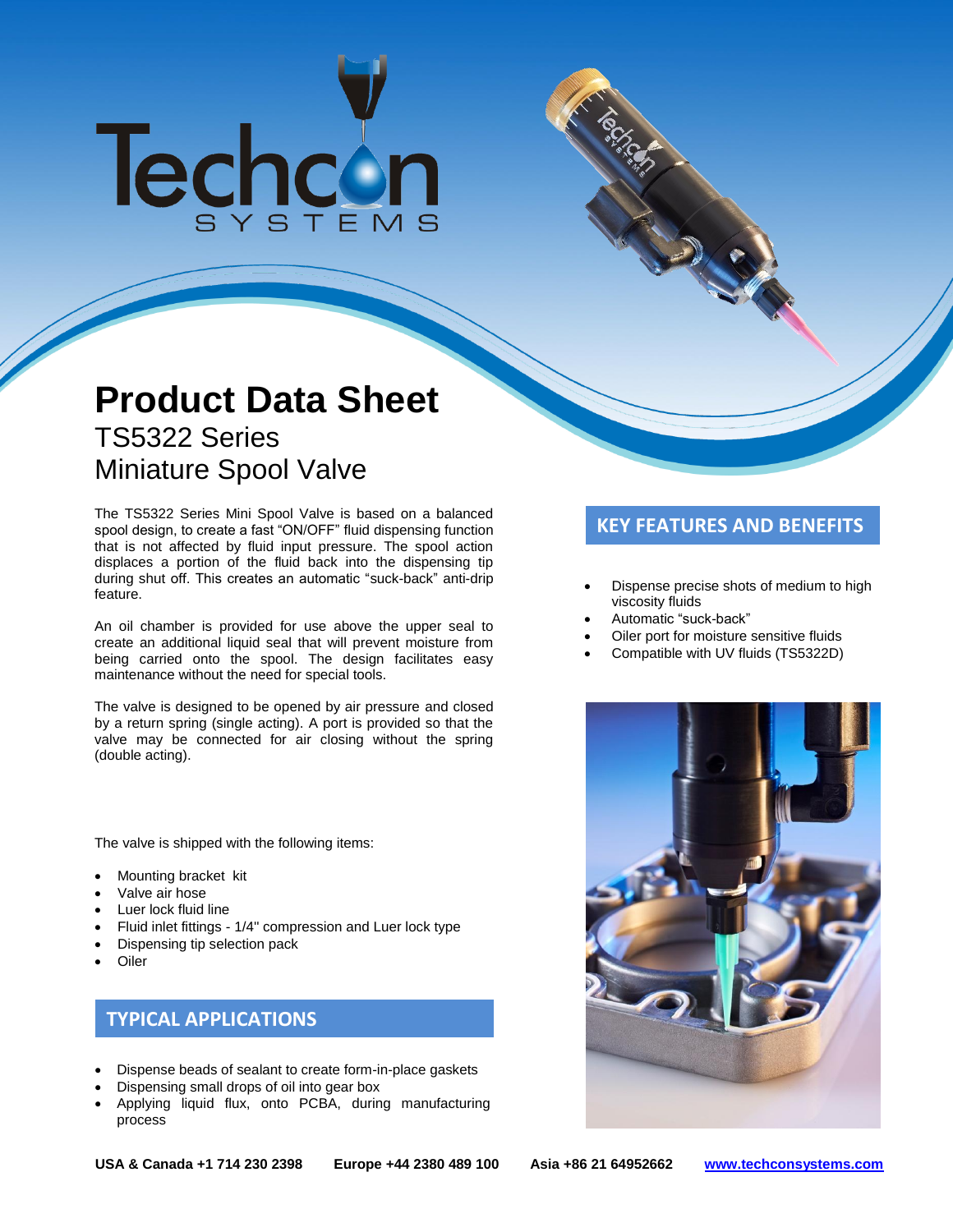# Product Data Sheet

## TS5322 Series
## Miniature Spool Valve

The TS5322 Series Mini Spool Valve is based on a balanced spool design, to create a fast "ON/OFF" fluid dispensing function that is not affected by fluid input pressure. The spool action displaces a portion of the fluid back into the dispensing tip during shut off. This creates an automatic "suck-back" anti-drip feature.

An oil chamber is provided for use above the upper seal to create an additional liquid seal that will prevent moisture from being carried onto the spool. The design facilitates easy maintenance without the need for special tools.

The valve is designed to be opened by air pressure and closed by a return spring (single acting). A port is provided so that the valve may be connected for air closing without the spring (double acting).

The valve is shipped with the following items:

- Mounting bracket kit
- Valve air hose
- Luer lock fluid line
- Fluid inlet fittings - 1/4" compression and Luer lock type
- Dispensing tip selection pack
- Oiler

## TYPICAL APPLICATIONS

- Dispense beads of sealant to create form-in-place gaskets
- Dispensing small drops of oil into gear box
- Applying liquid flux, onto PCBA, during manufacturing process

## KEY FEATURES AND BENEFITS

- Dispense precise shots of medium to high viscosity fluids
- Automatic "suck-back"
- Oiler port for moisture sensitive fluids
- Compatible with UV fluids (TS5322D)

**USA & Canada +1 714 230 2398** **Europe +44 2380 489 100** **Asia +86 21 64952662** **www.techconsystems.com**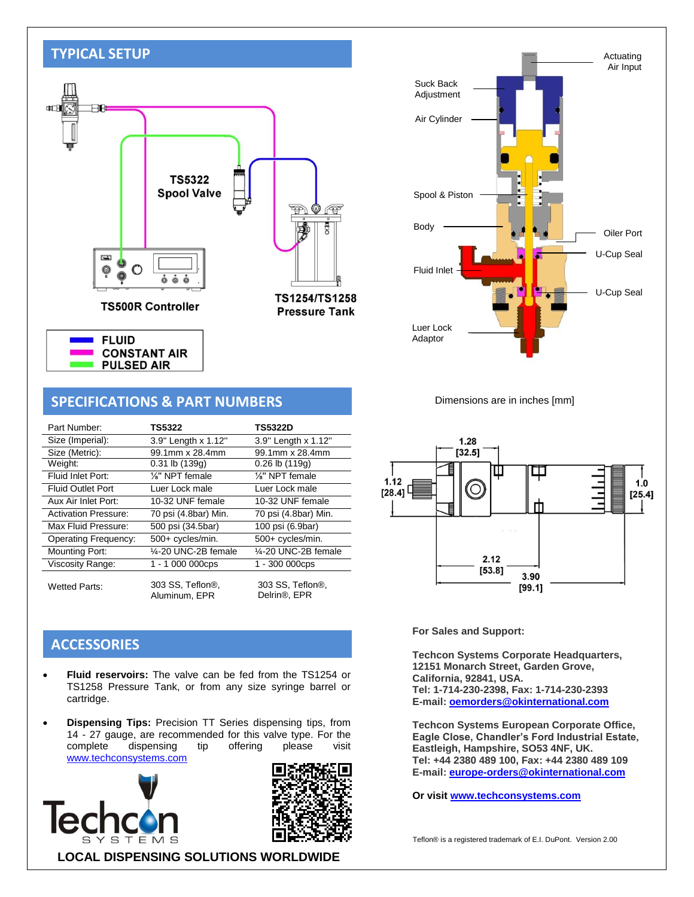## TYPICAL SETUP

TS5322 Spool Valve

TS500R Controller

TS1254/TS1258 Pressure Tank

FLUID
CONSTANT AIR
PULSED AIR

Actuating Air Input
Suck Back Adjustment
Air Cylinder
Spool & Piston
Body
Oiler Port
U-Cup Seal
Fluid Inlet
U-Cup Seal
Luer Lock Adaptor

## SPECIFICATIONS & PART NUMBERS

| Part Number: | TS5322 | TS5322D |
|---|---|---|
| Size (Imperial): | 3.9" Length x 1.12" | 3.9" Length x 1.12" |
| Size (Metric): | 99.1mm x 28.4mm | 99.1mm x 28.4mm |
| Weight: | 0.31 lb (139g) | 0.26 lb (119g) |
| Fluid Inlet Port: | ⅛" NPT female | ⅛" NPT female |
| Fluid Outlet Port | Luer Lock male | Luer Lock male |
| Aux Air Inlet Port: | 10-32 UNF female | 10-32 UNF female |
| Activation Pressure: | 70 psi (4.8bar) Min. | 70 psi (4.8bar) Min. |
| Max Fluid Pressure: | 500 psi (34.5bar) | 100 psi (6.9bar) |
| Operating Frequency: | 500+ cycles/min. | 500+ cycles/min. |
| Mounting Port: | ¼-20 UNC-2B female | ¼-20 UNC-2B female |
| Viscosity Range: | 1 - 1 000 000cps | 1 - 300 000cps |
| Wetted Parts: | 303 SS, Teflon®, Aluminum, EPR | 303 SS, Teflon®, Delrin®, EPR |

Dimensions are in inches [mm]

1.28 [32.5]
1.12 [28.4]
1.0 [25.4]
2.12 [53.8]
3.90 [99.1]

## ACCESSORIES

- **Fluid reservoirs:** The valve can be fed from the TS1254 or TS1258 Pressure Tank, or from any size syringe barrel or cartridge.
- **Dispensing Tips:** Precision TT Series dispensing tips, from 14 - 27 gauge, are recommended for this valve type. For the complete dispensing tip offering please visit www.techconsystems.com

Techcon SYSTEMS

**LOCAL DISPENSING SOLUTIONS WORLDWIDE**

**For Sales and Support:**

**Techcon Systems Corporate Headquarters, 12151 Monarch Street, Garden Grove, California, 92841, USA.**
**Tel: 1-714-230-2398, Fax: 1-714-230-2393**
**E-mail: oemorders@okinternational.com**

**Techcon Systems European Corporate Office, Eagle Close, Chandler's Ford Industrial Estate, Eastleigh, Hampshire, SO53 4NF, UK.**
**Tel: +44 2380 489 100, Fax: +44 2380 489 109**
**E-mail: europe-orders@okinternational.com**

**Or visit www.techconsystems.com**

Teflon® is a registered trademark of E.I. DuPont. Version 2.00